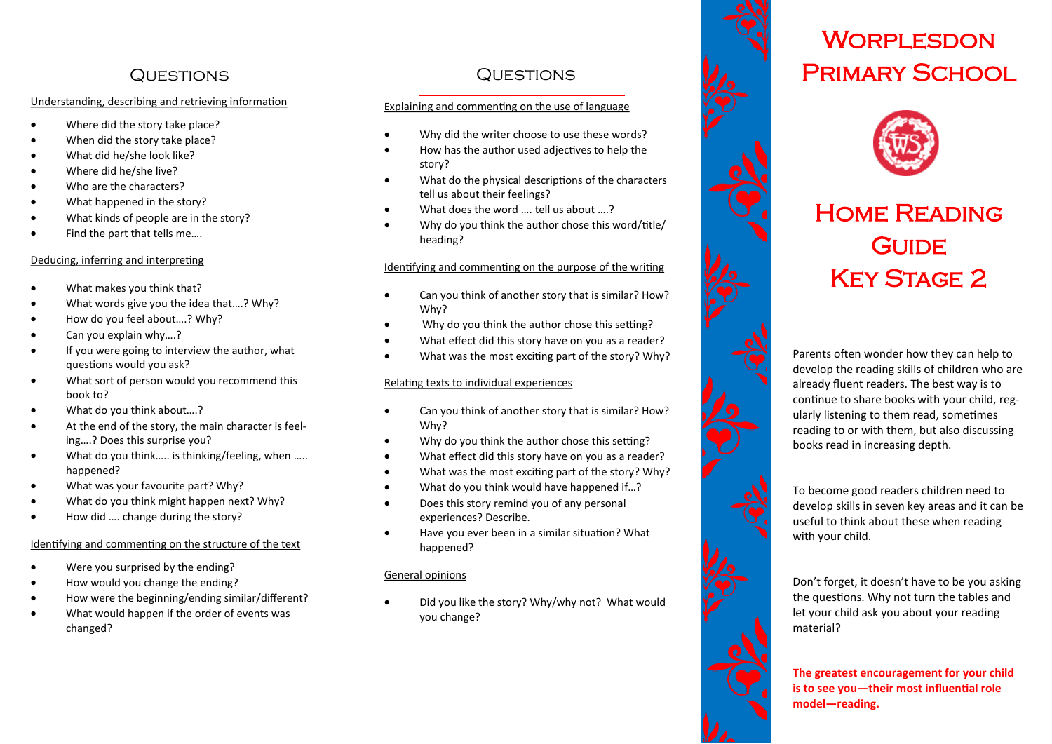# Worplesdon Primary School

# Home Reading Guide Key Stage 2

Parents often wonder how they can help to develop the reading skills of children who are already fluent readers. The best way is to continue to share books with your child, regularly listening to them read, sometimes reading to or with them, but also discussing books read in increasing depth.

To become good readers children need to develop skills in seven key areas and it can be useful to think about these when reading with your child.

Don't forget, it doesn't have to be you asking the questions. Why not turn the tables and let your child ask you about your reading material?

**The greatest encouragement for your child is to see you—their most influential role model—reading.**

## Questions

Understanding, describing and retrieving information

- Where did the story take place?
- When did the story take place?
- What did he/she look like?
- Where did he/she live?
- Who are the characters?
- What happened in the story?
- What kinds of people are in the story?
- Find the part that tells me….

Deducing, inferring and interpreting

- What makes you think that?
- What words give you the idea that….? Why?
- How do you feel about….? Why?
- Can you explain why….?
- If you were going to interview the author, what questions would you ask?
- What sort of person would you recommend this book to?
- What do you think about….?
- At the end of the story, the main character is feeling….? Does this surprise you?
- What do you think….. is thinking/feeling, when ….. happened?
- What was your favourite part? Why?
- What do you think might happen next? Why?
- How did …. change during the story?

Identifying and commenting on the structure of the text

- Were you surprised by the ending?
- How would you change the ending?
- How were the beginning/ending similar/different?
- What would happen if the order of events was changed?

## Questions

Explaining and commenting on the use of language

- Why did the writer choose to use these words?
- How has the author used adjectives to help the story?
- What do the physical descriptions of the characters tell us about their feelings?
- What does the word …. tell us about ….?
- Why do you think the author chose this word/title/heading?

Identifying and commenting on the purpose of the writing

- Can you think of another story that is similar? How? Why?
- Why do you think the author chose this setting?
- What effect did this story have on you as a reader?
- What was the most exciting part of the story? Why?

Relating texts to individual experiences

- Can you think of another story that is similar? How? Why?
- Why do you think the author chose this setting?
- What effect did this story have on you as a reader?
- What was the most exciting part of the story? Why?
- What do you think would have happened if…?
- Does this story remind you of any personal experiences? Describe.
- Have you ever been in a similar situation? What happened?

General opinions

- Did you like the story? Why/why not? What would you change?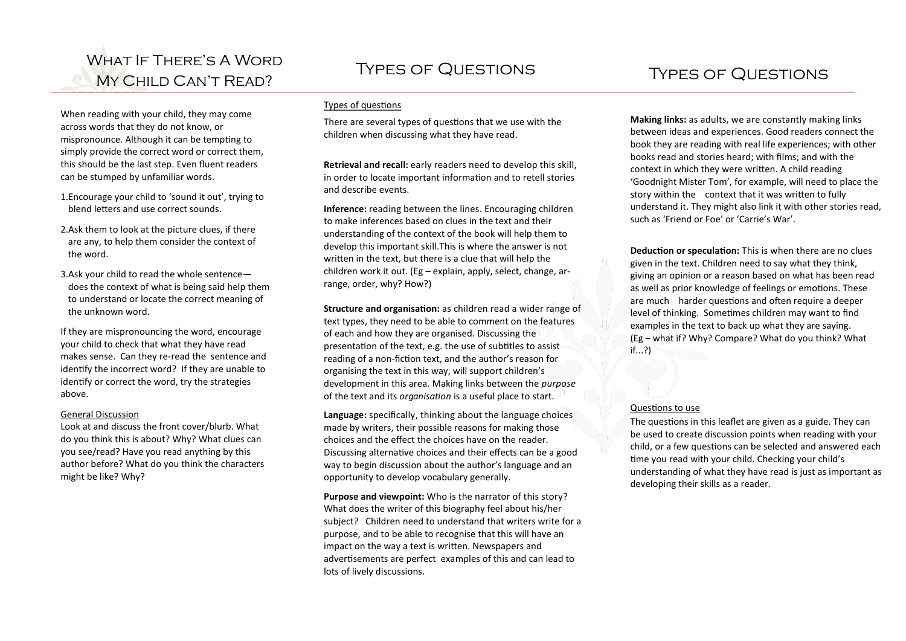# What If There's A Word My Child Can't Read?

When reading with your child, they may come across words that they do not know, or mispronounce. Although it can be tempting to simply provide the correct word or correct them, this should be the last step. Even fluent readers can be stumped by unfamiliar words.

1. Encourage your child to 'sound it out', trying to blend letters and use correct sounds.
2. Ask them to look at the picture clues, if there are any, to help them consider the context of the word.
3. Ask your child to read the whole sentence—does the context of what is being said help them to understand or locate the correct meaning of the unknown word.

If they are mispronouncing the word, encourage your child to check that what they have read makes sense. Can they re-read the sentence and identify the incorrect word? If they are unable to identify or correct the word, try the strategies above.

## General Discussion

Look at and discuss the front cover/blurb. What do you think this is about? Why? What clues can you see/read? Have you read anything by this author before? What do you think the characters might be like? Why?

# Types of Questions

## Types of questions

There are several types of questions that we use with the children when discussing what they have read.

**Retrieval and recall:** early readers need to develop this skill, in order to locate important information and to retell stories and describe events.

**Inference:** reading between the lines. Encouraging children to make inferences based on clues in the text and their understanding of the context of the book will help them to develop this important skill.This is where the answer is not written in the text, but there is a clue that will help the children work it out. (Eg – explain, apply, select, change, arrange, order, why? How?)

**Structure and organisation:** as children read a wider range of text types, they need to be able to comment on the features of each and how they are organised. Discussing the presentation of the text, e.g. the use of subtitles to assist reading of a non-fiction text, and the author's reason for organising the text in this way, will support children's development in this area. Making links between the *purpose* of the text and its *organisation* is a useful place to start.

**Language:** specifically, thinking about the language choices made by writers, their possible reasons for making those choices and the effect the choices have on the reader. Discussing alternative choices and their effects can be a good way to begin discussion about the author's language and an opportunity to develop vocabulary generally.

**Purpose and viewpoint:** Who is the narrator of this story? What does the writer of this biography feel about his/her subject? Children need to understand that writers write for a purpose, and to be able to recognise that this will have an impact on the way a text is written. Newspapers and advertisements are perfect examples of this and can lead to lots of lively discussions.

# Types of Questions

**Making links:** as adults, we are constantly making links between ideas and experiences. Good readers connect the book they are reading with real life experiences; with other books read and stories heard; with films; and with the context in which they were written. A child reading 'Goodnight Mister Tom', for example, will need to place the story within the context that it was written to fully understand it. They might also link it with other stories read, such as 'Friend or Foe' or 'Carrie's War'.

**Deduction or speculation:** This is when there are no clues given in the text. Children need to say what they think, giving an opinion or a reason based on what has been read as well as prior knowledge of feelings or emotions. These are much harder questions and often require a deeper level of thinking. Sometimes children may want to find examples in the text to back up what they are saying. (Eg – what if? Why? Compare? What do you think? What if...?)

## Questions to use

The questions in this leaflet are given as a guide. They can be used to create discussion points when reading with your child, or a few questions can be selected and answered each time you read with your child. Checking your child's understanding of what they have read is just as important as developing their skills as a reader.